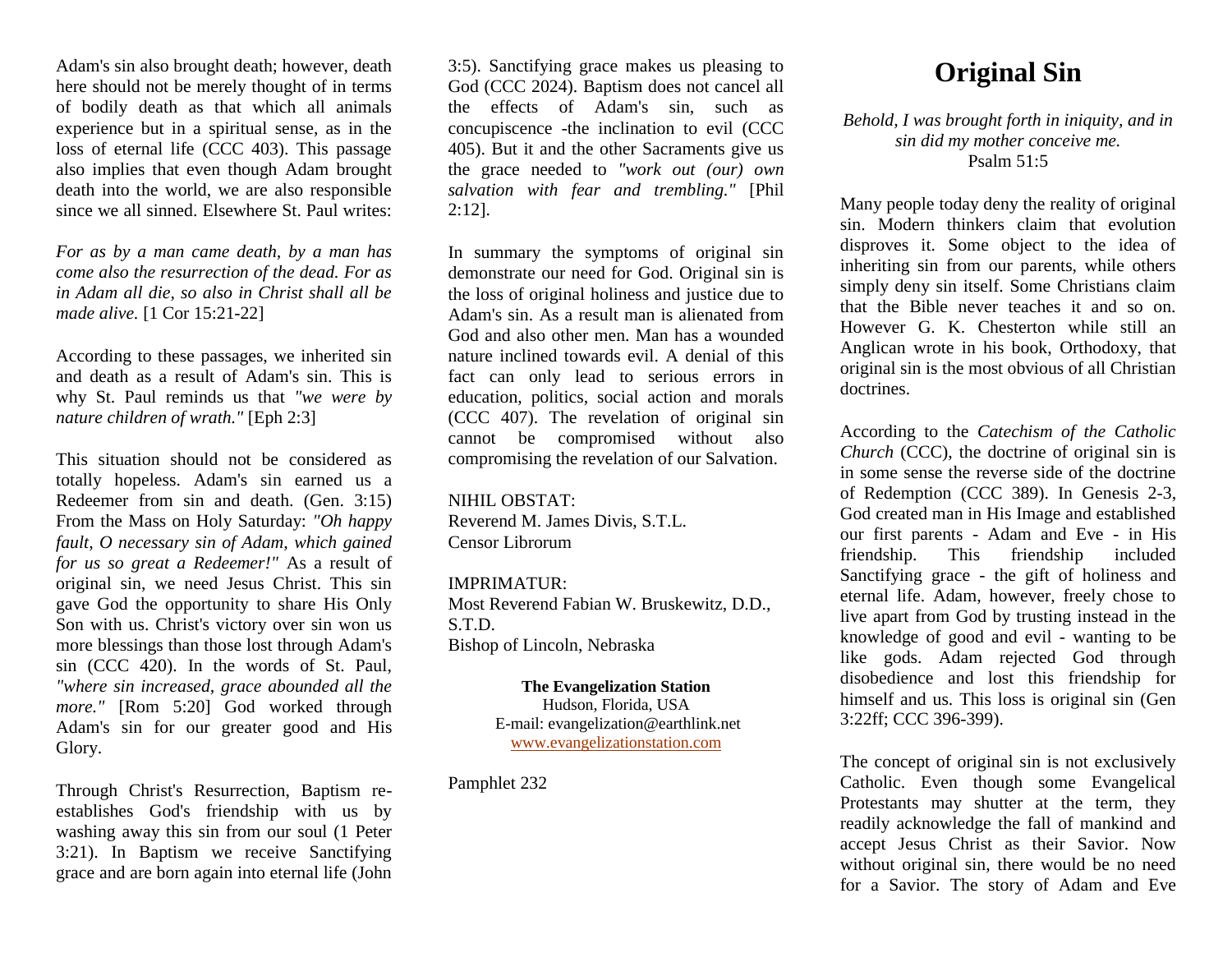Adam's sin also brought death; however, death here should not be merely thought of in terms of bodily death as that which all animals experience but in a spiritual sense, as in the loss of eternal life (CCC 403). This passage also implies that even though Adam brought death into the world, we are also responsible since we all sinned. Elsewhere St. Paul writes:

*For as by a man came death, by a man has come also the resurrection of the dead. For as in Adam all die, so also in Christ shall all be made alive.* [1 Cor 15:21-22]

According to these passages, we inherited sin and death as a result of Adam's sin. This is why St. Paul reminds us that *"we were by nature children of wrath."* [Eph 2:3]

This situation should not be considered as totally hopeless. Adam's sin earned us a Redeemer from sin and death. (Gen. 3:15) From the Mass on Holy Saturday: *"Oh happy fault, O necessary sin of Adam, which gained for us so great a Redeemer!"* As a result of original sin, we need Jesus Christ. This sin gave God the opportunity to share His Only Son with us. Christ's victory over sin won us more blessings than those lost through Adam's sin (CCC 420). In the words of St. Paul, *"where sin increased, grace abounded all the more."* [Rom 5:20] God worked through Adam's sin for our greater good and His Glory.

Through Christ's Resurrection, Baptism re-establishes God's friendship with us by washing away this sin from our soul (1 Peter 3:21). In Baptism we receive Sanctifying grace and are born again into eternal life (John 3:5). Sanctifying grace makes us pleasing to God (CCC 2024). Baptism does not cancel all the effects of Adam's sin, such as concupiscence -the inclination to evil (CCC 405). But it and the other Sacraments give us the grace needed to *"work out (our) own salvation with fear and trembling."* [Phil 2:12].

In summary the symptoms of original sin demonstrate our need for God. Original sin is the loss of original holiness and justice due to Adam's sin. As a result man is alienated from God and also other men. Man has a wounded nature inclined towards evil. A denial of this fact can only lead to serious errors in education, politics, social action and morals (CCC 407). The revelation of original sin cannot be compromised without also compromising the revelation of our Salvation.

NIHIL OBSTAT:
Reverend M. James Divis, S.T.L.
Censor Librorum

IMPRIMATUR:
Most Reverend Fabian W. Bruskewitz, D.D., S.T.D.
Bishop of Lincoln, Nebraska

**The Evangelization Station**
Hudson, Florida, USA
E-mail: evangelization@earthlink.net
www.evangelizationstation.com

Pamphlet 232

# Original Sin

*Behold, I was brought forth in iniquity, and in sin did my mother conceive me.*
Psalm 51:5

Many people today deny the reality of original sin. Modern thinkers claim that evolution disproves it. Some object to the idea of inheriting sin from our parents, while others simply deny sin itself. Some Christians claim that the Bible never teaches it and so on. However G. K. Chesterton while still an Anglican wrote in his book, Orthodoxy, that original sin is the most obvious of all Christian doctrines.

According to the *Catechism of the Catholic Church* (CCC), the doctrine of original sin is in some sense the reverse side of the doctrine of Redemption (CCC 389). In Genesis 2-3, God created man in His Image and established our first parents - Adam and Eve - in His friendship. This friendship included Sanctifying grace - the gift of holiness and eternal life. Adam, however, freely chose to live apart from God by trusting instead in the knowledge of good and evil - wanting to be like gods. Adam rejected God through disobedience and lost this friendship for himself and us. This loss is original sin (Gen 3:22ff; CCC 396-399).

The concept of original sin is not exclusively Catholic. Even though some Evangelical Protestants may shutter at the term, they readily acknowledge the fall of mankind and accept Jesus Christ as their Savior. Now without original sin, there would be no need for a Savior. The story of Adam and Eve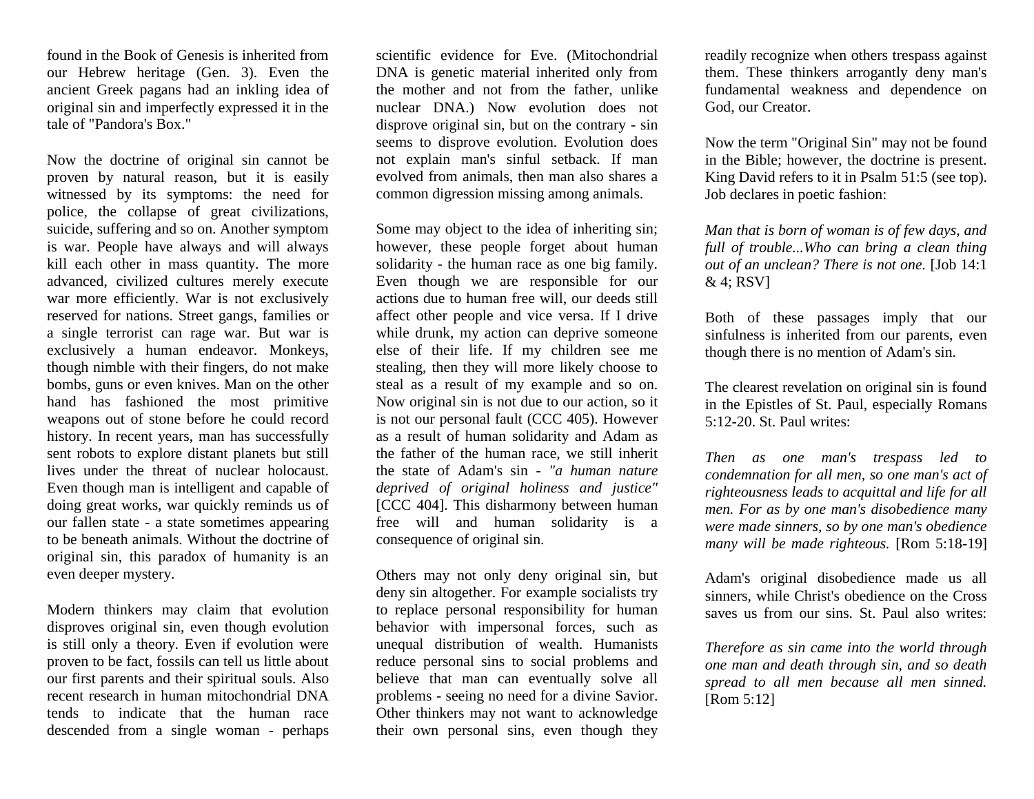found in the Book of Genesis is inherited from our Hebrew heritage (Gen. 3). Even the ancient Greek pagans had an inkling idea of original sin and imperfectly expressed it in the tale of "Pandora's Box."

Now the doctrine of original sin cannot be proven by natural reason, but it is easily witnessed by its symptoms: the need for police, the collapse of great civilizations, suicide, suffering and so on. Another symptom is war. People have always and will always kill each other in mass quantity. The more advanced, civilized cultures merely execute war more efficiently. War is not exclusively reserved for nations. Street gangs, families or a single terrorist can rage war. But war is exclusively a human endeavor. Monkeys, though nimble with their fingers, do not make bombs, guns or even knives. Man on the other hand has fashioned the most primitive weapons out of stone before he could record history. In recent years, man has successfully sent robots to explore distant planets but still lives under the threat of nuclear holocaust. Even though man is intelligent and capable of doing great works, war quickly reminds us of our fallen state - a state sometimes appearing to be beneath animals. Without the doctrine of original sin, this paradox of humanity is an even deeper mystery.

Modern thinkers may claim that evolution disproves original sin, even though evolution is still only a theory. Even if evolution were proven to be fact, fossils can tell us little about our first parents and their spiritual souls. Also recent research in human mitochondrial DNA tends to indicate that the human race descended from a single woman - perhaps scientific evidence for Eve. (Mitochondrial DNA is genetic material inherited only from the mother and not from the father, unlike nuclear DNA.) Now evolution does not disprove original sin, but on the contrary - sin seems to disprove evolution. Evolution does not explain man's sinful setback. If man evolved from animals, then man also shares a common digression missing among animals.

Some may object to the idea of inheriting sin; however, these people forget about human solidarity - the human race as one big family. Even though we are responsible for our actions due to human free will, our deeds still affect other people and vice versa. If I drive while drunk, my action can deprive someone else of their life. If my children see me stealing, then they will more likely choose to steal as a result of my example and so on. Now original sin is not due to our action, so it is not our personal fault (CCC 405). However as a result of human solidarity and Adam as the father of the human race, we still inherit the state of Adam's sin - *"a human nature deprived of original holiness and justice"* [CCC 404]. This disharmony between human free will and human solidarity is a consequence of original sin.

Others may not only deny original sin, but deny sin altogether. For example socialists try to replace personal responsibility for human behavior with impersonal forces, such as unequal distribution of wealth. Humanists reduce personal sins to social problems and believe that man can eventually solve all problems - seeing no need for a divine Savior. Other thinkers may not want to acknowledge their own personal sins, even though they readily recognize when others trespass against them. These thinkers arrogantly deny man's fundamental weakness and dependence on God, our Creator.

Now the term "Original Sin" may not be found in the Bible; however, the doctrine is present. King David refers to it in Psalm 51:5 (see top). Job declares in poetic fashion:

*Man that is born of woman is of few days, and full of trouble...Who can bring a clean thing out of an unclean? There is not one.* [Job 14:1 & 4; RSV]

Both of these passages imply that our sinfulness is inherited from our parents, even though there is no mention of Adam's sin.

The clearest revelation on original sin is found in the Epistles of St. Paul, especially Romans 5:12-20. St. Paul writes:

*Then as one man's trespass led to condemnation for all men, so one man's act of righteousness leads to acquittal and life for all men. For as by one man's disobedience many were made sinners, so by one man's obedience many will be made righteous.* [Rom 5:18-19]

Adam's original disobedience made us all sinners, while Christ's obedience on the Cross saves us from our sins. St. Paul also writes:

*Therefore as sin came into the world through one man and death through sin, and so death spread to all men because all men sinned.* [Rom 5:12]